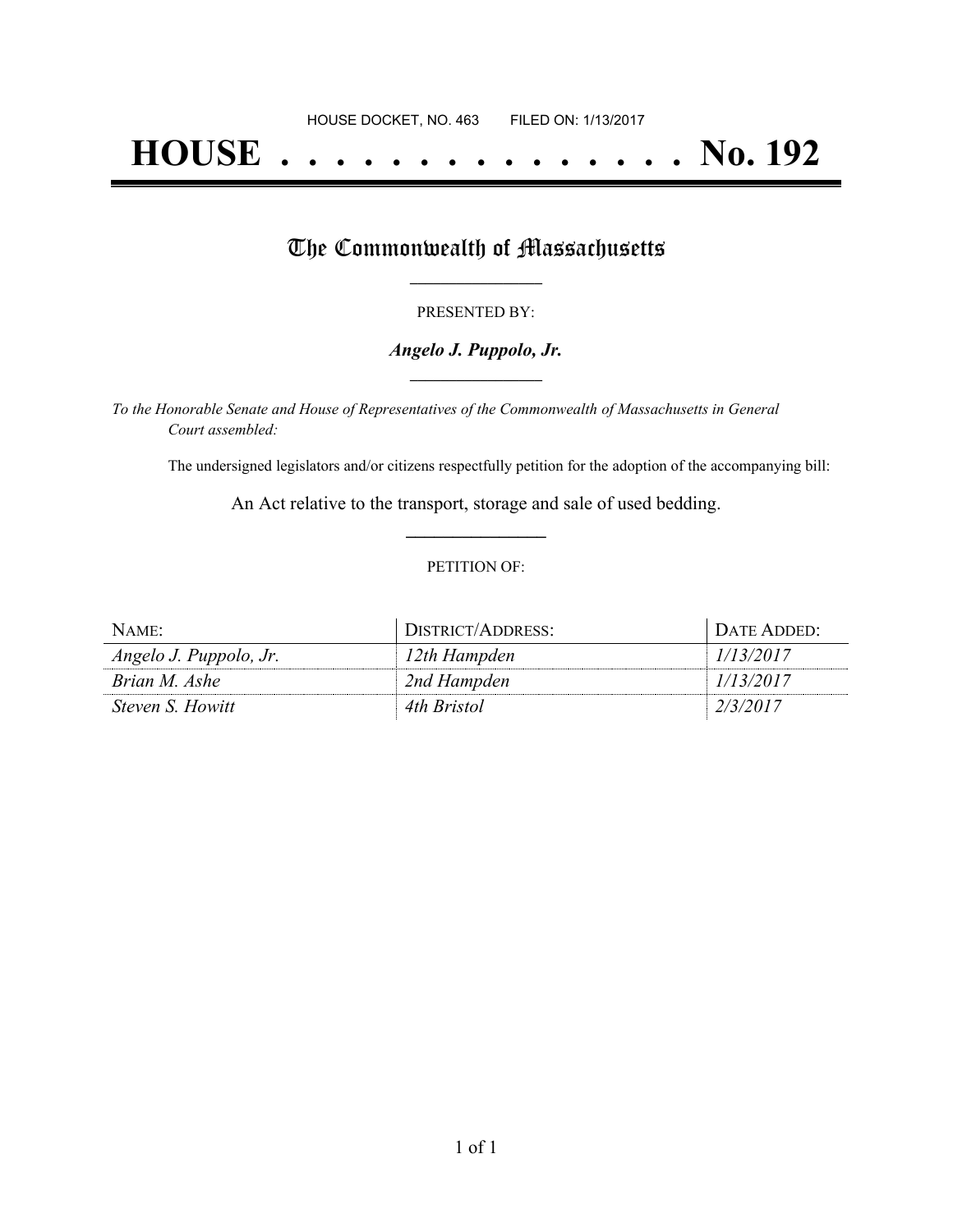HOUSE DOCKET, NO. 463        FILED ON: 1/13/2017

# HOUSE . . . . . . . . . . . . . . . No. 192

## The Commonwealth of Massachusetts

PRESENTED BY:

***Angelo J. Puppolo, Jr.***

*To the Honorable Senate and House of Representatives of the Commonwealth of Massachusetts in General Court assembled:*

The undersigned legislators and/or citizens respectfully petition for the adoption of the accompanying bill:

An Act relative to the transport, storage and sale of used bedding.

PETITION OF:

| NAME: | DISTRICT/ADDRESS: | DATE ADDED: |
|---|---|---|
| *Angelo J. Puppolo, Jr.* | *12th Hampden* | *1/13/2017* |
| *Brian M. Ashe* | *2nd Hampden* | *1/13/2017* |
| *Steven S. Howitt* | *4th Bristol* | *2/3/2017* |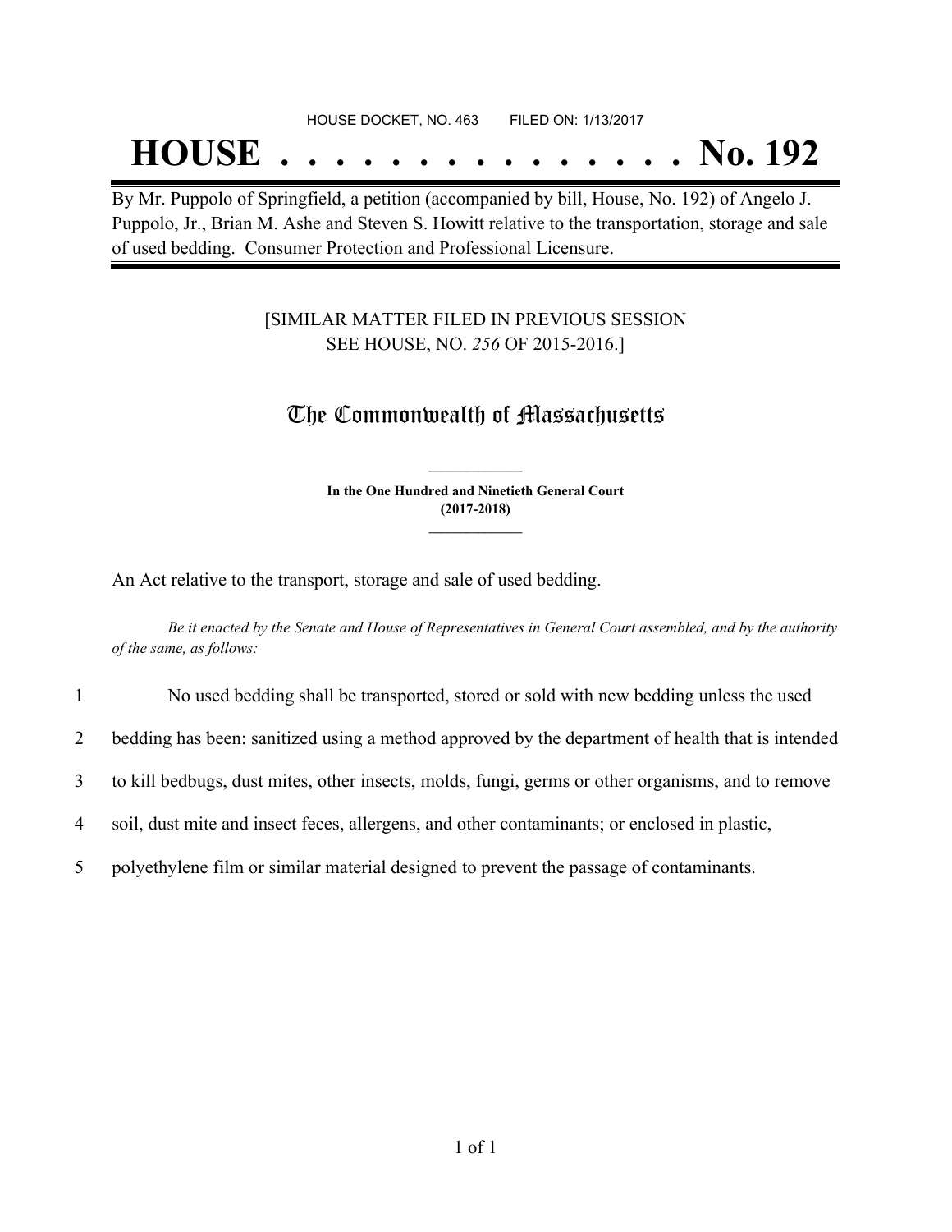HOUSE DOCKET, NO. 463 FILED ON: 1/13/2017

# HOUSE . . . . . . . . . . . . . . . No. 192

By Mr. Puppolo of Springfield, a petition (accompanied by bill, House, No. 192) of Angelo J. Puppolo, Jr., Brian M. Ashe and Steven S. Howitt relative to the transportation, storage and sale of used bedding. Consumer Protection and Professional Licensure.

[SIMILAR MATTER FILED IN PREVIOUS SESSION SEE HOUSE, NO. *256* OF 2015-2016.]

## The Commonwealth of Massachusetts

**In the One Hundred and Ninetieth General Court (2017-2018)**

An Act relative to the transport, storage and sale of used bedding.

*Be it enacted by the Senate and House of Representatives in General Court assembled, and by the authority of the same, as follows:*

1 No used bedding shall be transported, stored or sold with new bedding unless the used
2 bedding has been: sanitized using a method approved by the department of health that is intended
3 to kill bedbugs, dust mites, other insects, molds, fungi, germs or other organisms, and to remove
4 soil, dust mite and insect feces, allergens, and other contaminants; or enclosed in plastic,
5 polyethylene film or similar material designed to prevent the passage of contaminants.